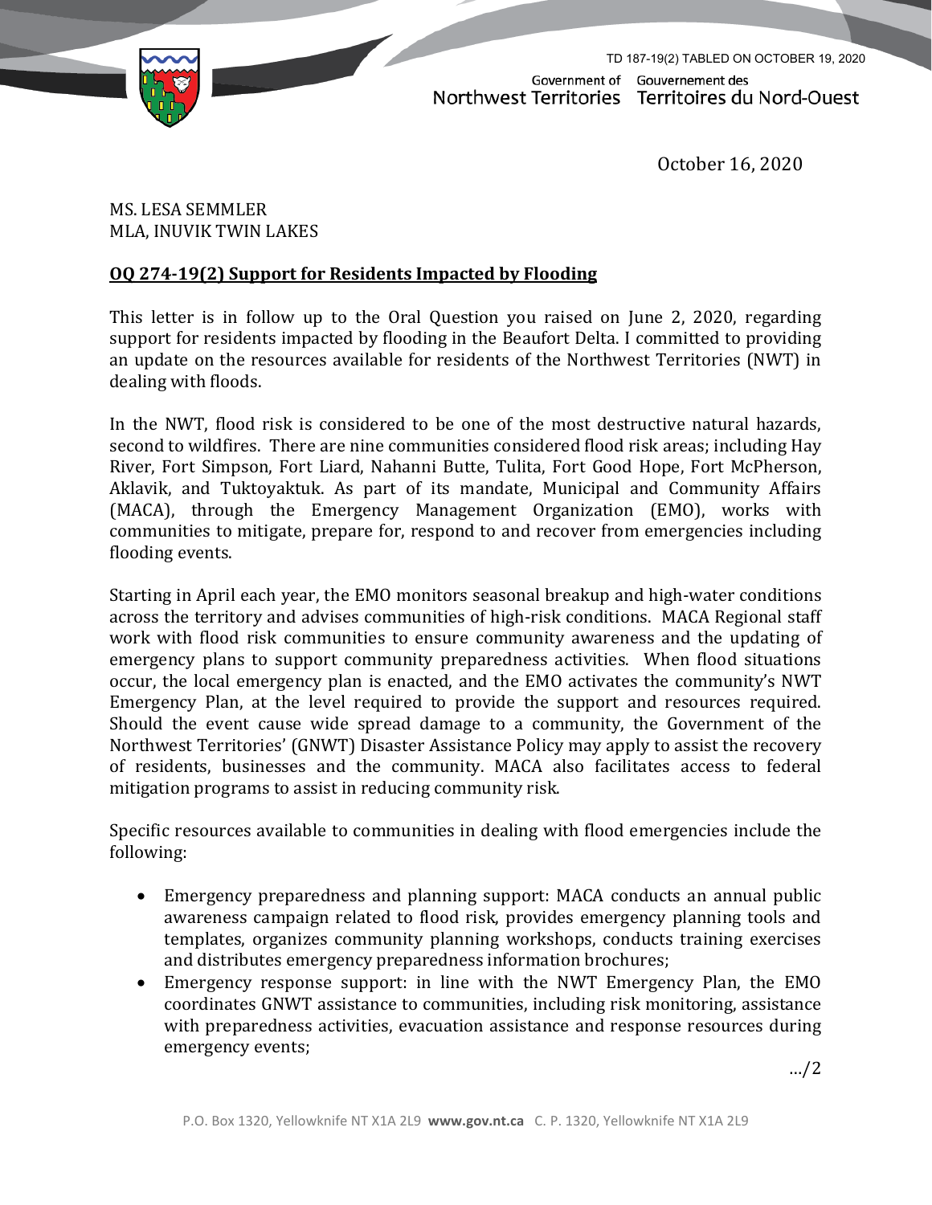TD 187-19(2) TABLED ON OCTOBER 19, 2020

Government of Northwest Territories / Gouvernement des Territoires du Nord-Ouest

October 16, 2020

MS. LESA SEMMLER
MLA, INUVIK TWIN LAKES

**OQ 274-19(2) Support for Residents Impacted by Flooding**

This letter is in follow up to the Oral Question you raised on June 2, 2020, regarding support for residents impacted by flooding in the Beaufort Delta. I committed to providing an update on the resources available for residents of the Northwest Territories (NWT) in dealing with floods.

In the NWT, flood risk is considered to be one of the most destructive natural hazards, second to wildfires. There are nine communities considered flood risk areas; including Hay River, Fort Simpson, Fort Liard, Nahanni Butte, Tulita, Fort Good Hope, Fort McPherson, Aklavik, and Tuktoyaktuk. As part of its mandate, Municipal and Community Affairs (MACA), through the Emergency Management Organization (EMO), works with communities to mitigate, prepare for, respond to and recover from emergencies including flooding events.

Starting in April each year, the EMO monitors seasonal breakup and high-water conditions across the territory and advises communities of high-risk conditions. MACA Regional staff work with flood risk communities to ensure community awareness and the updating of emergency plans to support community preparedness activities. When flood situations occur, the local emergency plan is enacted, and the EMO activates the community's NWT Emergency Plan, at the level required to provide the support and resources required. Should the event cause wide spread damage to a community, the Government of the Northwest Territories' (GNWT) Disaster Assistance Policy may apply to assist the recovery of residents, businesses and the community. MACA also facilitates access to federal mitigation programs to assist in reducing community risk.

Specific resources available to communities in dealing with flood emergencies include the following:

- Emergency preparedness and planning support: MACA conducts an annual public awareness campaign related to flood risk, provides emergency planning tools and templates, organizes community planning workshops, conducts training exercises and distributes emergency preparedness information brochures;
- Emergency response support: in line with the NWT Emergency Plan, the EMO coordinates GNWT assistance to communities, including risk monitoring, assistance with preparedness activities, evacuation assistance and response resources during emergency events;

…/2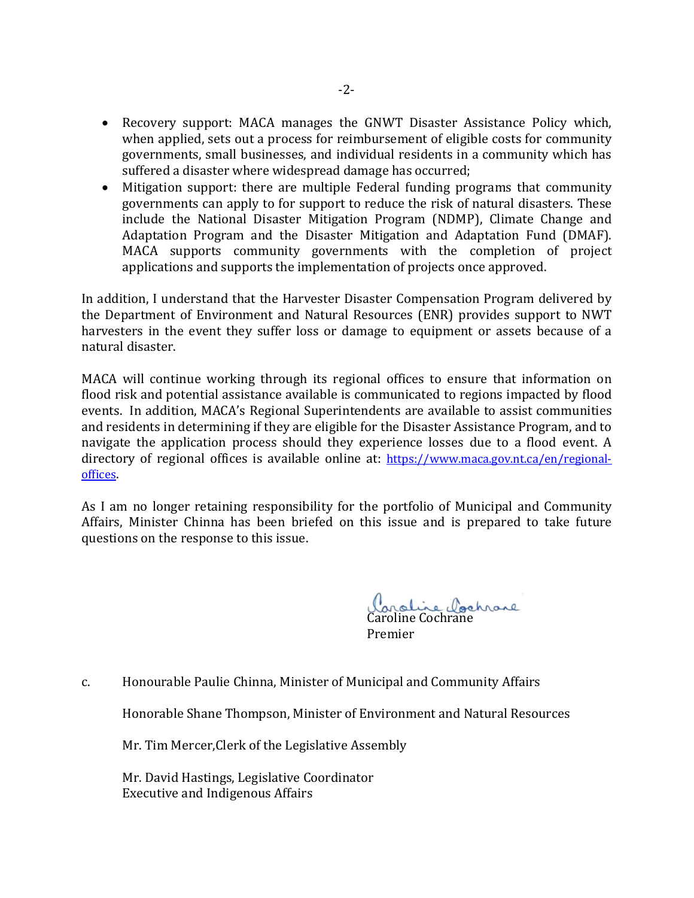- Recovery support: MACA manages the GNWT Disaster Assistance Policy which, when applied, sets out a process for reimbursement of eligible costs for community governments, small businesses, and individual residents in a community which has suffered a disaster where widespread damage has occurred;
- Mitigation support: there are multiple Federal funding programs that community governments can apply to for support to reduce the risk of natural disasters. These include the National Disaster Mitigation Program (NDMP), Climate Change and Adaptation Program and the Disaster Mitigation and Adaptation Fund (DMAF). MACA supports community governments with the completion of project applications and supports the implementation of projects once approved.

In addition, I understand that the Harvester Disaster Compensation Program delivered by the Department of Environment and Natural Resources (ENR) provides support to NWT harvesters in the event they suffer loss or damage to equipment or assets because of a natural disaster.

MACA will continue working through its regional offices to ensure that information on flood risk and potential assistance available is communicated to regions impacted by flood events. In addition, MACA's Regional Superintendents are available to assist communities and residents in determining if they are eligible for the Disaster Assistance Program, and to navigate the application process should they experience losses due to a flood event. A directory of regional offices is available online at: https://www.maca.gov.nt.ca/en/regional-offices.

As I am no longer retaining responsibility for the portfolio of Municipal and Community Affairs, Minister Chinna has been briefed on this issue and is prepared to take future questions on the response to this issue.

Caroline Cochrane
Premier

c. Honourable Paulie Chinna, Minister of Municipal and Community Affairs

Honorable Shane Thompson, Minister of Environment and Natural Resources

Mr. Tim Mercer,Clerk of the Legislative Assembly

Mr. David Hastings, Legislative Coordinator
Executive and Indigenous Affairs